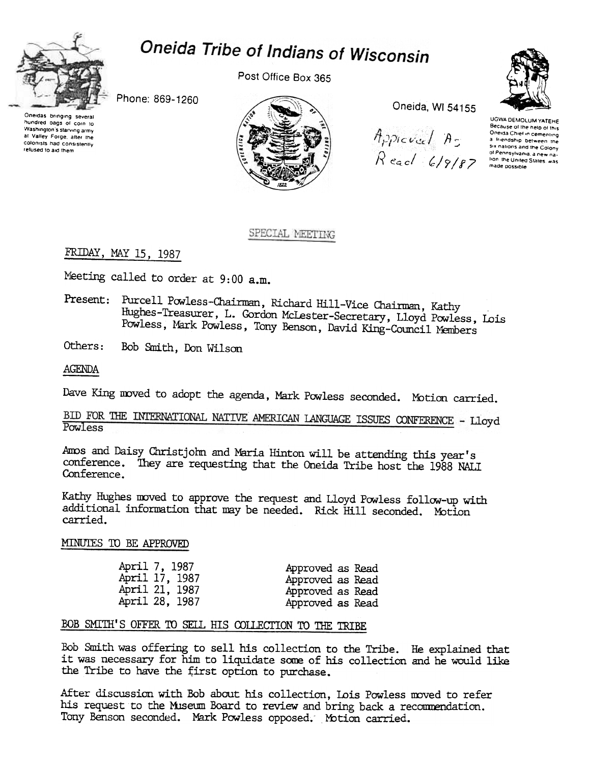# Oneida Tribe of Indians of Wisconsin

Oneidas bringing several hundred bags of corn to Washington's starving army at Valley Forge, after the colonists had consistently refused to aid them

Phone: 869-1260

Post Office Box 365

Oneida, WI 54155

UGWA DEMOLUM YATEHE Because of the help of this Oneida Chief in cementing a friendship between the six nations and the Colony of Pennsylvania, a new nation, the United States, was made possible

Approved As Read 6/9/87

## SPECIAL MEETING

FRIDAY, MAY 15, 1987

Meeting called to order at 9:00 a.m.

Present: Purcell Powless-Chairman, Richard Hill-Vice Chairman, Kathy Hughes-Treasurer, L. Gordon McLester-Secretary, Lloyd Powless, Lois Powless, Mark Powless, Tony Benson, David King-Council Members

Others: Bob Smith, Don Wilson

### AGENDA

Dave King moved to adopt the agenda, Mark Powless seconded. Motion carried.

### BID FOR THE INTERNATIONAL NATIVE AMERICAN LANGUAGE ISSUES CONFERENCE - Lloyd Powless

Amos and Daisy Christjohn and Maria Hinton will be attending this year's conference. They are requesting that the Oneida Tribe host the 1988 NALI Conference.

Kathy Hughes moved to approve the request and Lloyd Powless follow-up with additional information that may be needed. Rick Hill seconded. Motion carried.

### MINUTES TO BE APPROVED

| | |
|---|---|
| April 7, 1987 | Approved as Read |
| April 17, 1987 | Approved as Read |
| April 21, 1987 | Approved as Read |
| April 28, 1987 | Approved as Read |

### BOB SMITH'S OFFER TO SELL HIS COLLECTION TO THE TRIBE

Bob Smith was offering to sell his collection to the Tribe. He explained that it was necessary for him to liquidate some of his collection and he would like the Tribe to have the first option to purchase.

After discussion with Bob about his collection, Lois Powless moved to refer his request to the Museum Board to review and bring back a recommendation. Tony Benson seconded. Mark Powless opposed. Motion carried.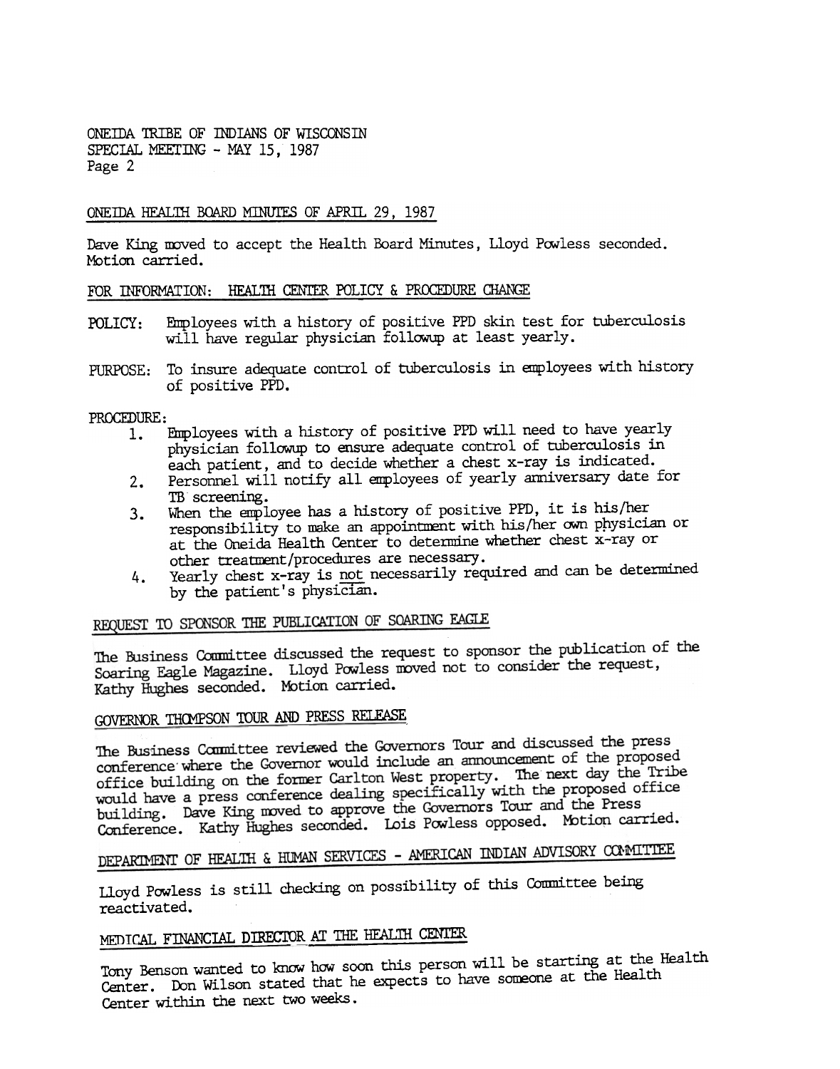ONEIDA TRIBE OF INDIANS OF WISCONSIN
SPECIAL MEETING - MAY 15, 1987

## ONEIDA HEALTH BOARD MINUTES OF APRIL 29, 1987

Dave King moved to accept the Health Board Minutes, Lloyd Powless seconded. Motion carried.

## FOR INFORMATION: HEALTH CENTER POLICY & PROCEDURE CHANGE

POLICY: Employees with a history of positive PPD skin test for tuberculosis will have regular physician followup at least yearly.

PURPOSE: To insure adequate control of tuberculosis in employees with history of positive PPD.

PROCEDURE:

1. Employees with a history of positive PPD will need to have yearly physician followup to ensure adequate control of tuberculosis in each patient, and to decide whether a chest x-ray is indicated.
2. Personnel will notify all employees of yearly anniversary date for TB screening.
3. When the employee has a history of positive PPD, it is his/her responsibility to make an appointment with his/her own physician or at the Oneida Health Center to determine whether chest x-ray or other treatment/procedures are necessary.
4. Yearly chest x-ray is not necessarily required and can be determined by the patient's physician.

## REQUEST TO SPONSOR THE PUBLICATION OF SOARING EAGLE

The Business Committee discussed the request to sponsor the publication of the Soaring Eagle Magazine. Lloyd Powless moved not to consider the request, Kathy Hughes seconded. Motion carried.

## GOVERNOR THOMPSON TOUR AND PRESS RELEASE

The Business Committee reviewed the Governors Tour and discussed the press conference where the Governor would include an announcement of the proposed office building on the former Carlton West property. The next day the Tribe would have a press conference dealing specifically with the proposed office building. Dave King moved to approve the Governors Tour and the Press Conference. Kathy Hughes seconded. Lois Powless opposed. Motion carried.

## DEPARTMENT OF HEALTH & HUMAN SERVICES - AMERICAN INDIAN ADVISORY COMMITTEE

Lloyd Powless is still checking on possibility of this Committee being reactivated.

## MEDICAL FINANCIAL DIRECTOR AT THE HEALTH CENTER

Tony Benson wanted to know how soon this person will be starting at the Health Center. Don Wilson stated that he expects to have someone at the Health Center within the next two weeks.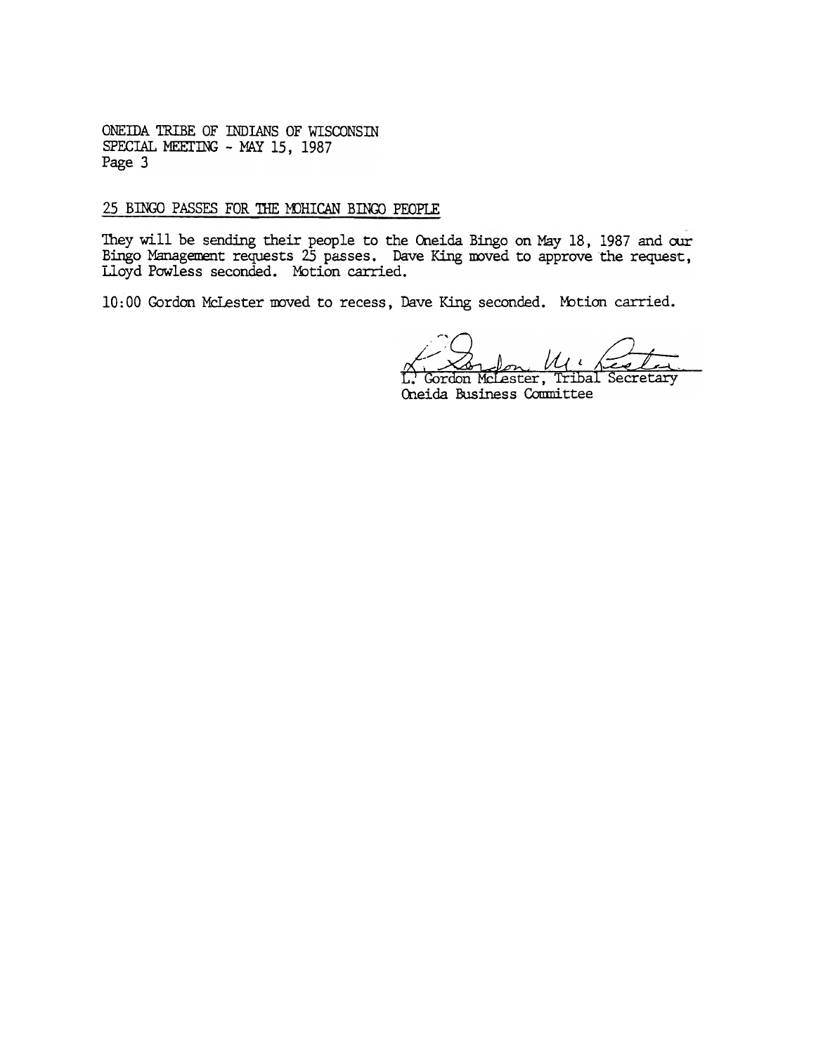ONEIDA TRIBE OF INDIANS OF WISCONSIN
SPECIAL MEETING - MAY 15, 1987

## 25 BINGO PASSES FOR THE MOHICAN BINGO PEOPLE

They will be sending their people to the Oneida Bingo on May 18, 1987 and our Bingo Management requests 25 passes. Dave King moved to approve the request, Lloyd Powless seconded. Motion carried.

10:00 Gordon McLester moved to recess, Dave King seconded. Motion carried.

L. Gordon McLester, Tribal Secretary
Oneida Business Committee